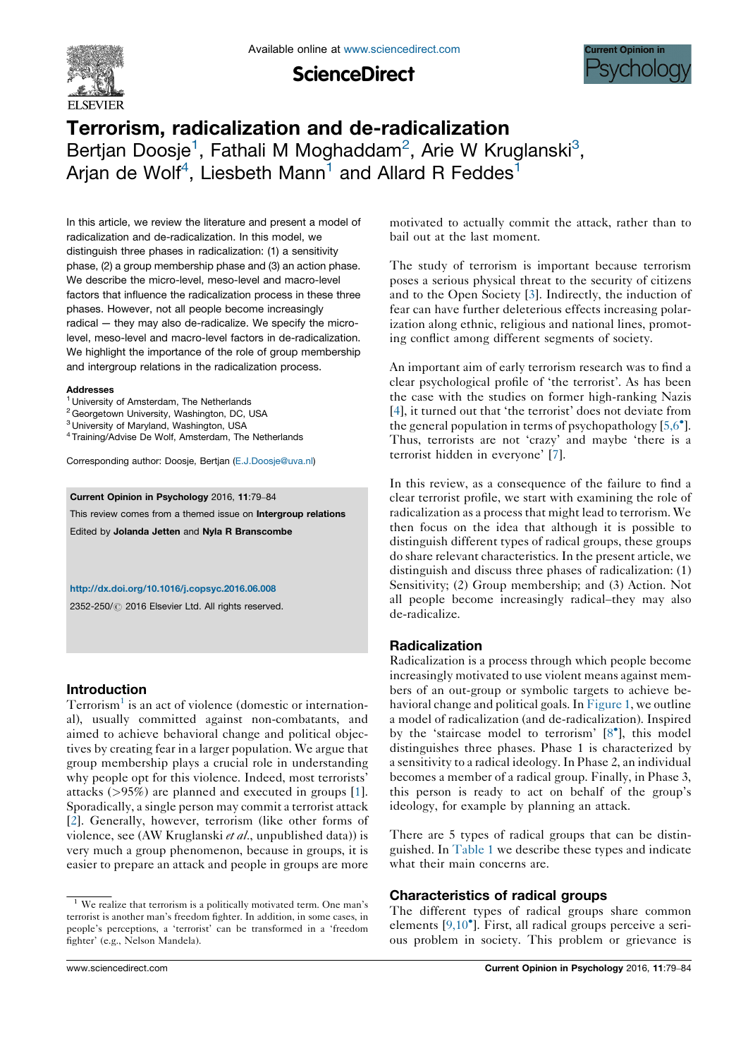# Terrorism, radicalization and de-radicalization

Bertjan Doosje[1], Fathali M Moghaddam[2], Arie W Kruglanski[3], Arjan de Wolf[4], Liesbeth Mann[1] and Allard R Feddes[1]

In this article, we review the literature and present a model of radicalization and de-radicalization. In this model, we distinguish three phases in radicalization: (1) a sensitivity phase, (2) a group membership phase and (3) an action phase. We describe the micro-level, meso-level and macro-level factors that influence the radicalization process in these three phases. However, not all people become increasingly radical — they may also de-radicalize. We specify the micro-level, meso-level and macro-level factors in de-radicalization. We highlight the importance of the role of group membership and intergroup relations in the radicalization process.

**Addresses**
[1] University of Amsterdam, The Netherlands
[2] Georgetown University, Washington, DC, USA
[3] University of Maryland, Washington, USA
[4] Training/Advise De Wolf, Amsterdam, The Netherlands

Corresponding author: Doosje, Bertjan (E.J.Doosje@uva.nl)

**Current Opinion in Psychology** 2016, **11**:79–84

This review comes from a themed issue on **Intergroup relations**

Edited by **Jolanda Jetten** and **Nyla R Branscombe**

http://dx.doi.org/10.1016/j.copsyc.2016.06.008

2352-250/© 2016 Elsevier Ltd. All rights reserved.

## Introduction

Terrorism[1] is an act of violence (domestic or international), usually committed against non-combatants, and aimed to achieve behavioral change and political objectives by creating fear in a larger population. We argue that group membership plays a crucial role in understanding why people opt for this violence. Indeed, most terrorists' attacks (>95%) are planned and executed in groups [1]. Sporadically, a single person may commit a terrorist attack [2]. Generally, however, terrorism (like other forms of violence, see (AW Kruglanski *et al.*, unpublished data)) is very much a group phenomenon, because in groups, it is easier to prepare an attack and people in groups are more motivated to actually commit the attack, rather than to bail out at the last moment.

The study of terrorism is important because terrorism poses a serious physical threat to the security of citizens and to the Open Society [3]. Indirectly, the induction of fear can have further deleterious effects increasing polarization along ethnic, religious and national lines, promoting conflict among different segments of society.

An important aim of early terrorism research was to find a clear psychological profile of 'the terrorist'. As has been the case with the studies on former high-ranking Nazis [4], it turned out that 'the terrorist' does not deviate from the general population in terms of psychopathology [5,6•]. Thus, terrorists are not 'crazy' and maybe 'there is a terrorist hidden in everyone' [7].

In this review, as a consequence of the failure to find a clear terrorist profile, we start with examining the role of radicalization as a process that might lead to terrorism. We then focus on the idea that although it is possible to distinguish different types of radical groups, these groups do share relevant characteristics. In the present article, we distinguish and discuss three phases of radicalization: (1) Sensitivity; (2) Group membership; and (3) Action. Not all people become increasingly radical–they may also de-radicalize.

## Radicalization

Radicalization is a process through which people become increasingly motivated to use violent means against members of an out-group or symbolic targets to achieve behavioral change and political goals. In Figure 1, we outline a model of radicalization (and de-radicalization). Inspired by the 'staircase model to terrorism' [8•], this model distinguishes three phases. Phase 1 is characterized by a sensitivity to a radical ideology. In Phase 2, an individual becomes a member of a radical group. Finally, in Phase 3, this person is ready to act on behalf of the group's ideology, for example by planning an attack.

There are 5 types of radical groups that can be distinguished. In Table 1 we describe these types and indicate what their main concerns are.

## Characteristics of radical groups

The different types of radical groups share common elements [9,10•]. First, all radical groups perceive a serious problem in society. This problem or grievance is

[1] We realize that terrorism is a politically motivated term. One man's terrorist is another man's freedom fighter. In addition, in some cases, in people's perceptions, a 'terrorist' can be transformed in a 'freedom fighter' (e.g., Nelson Mandela).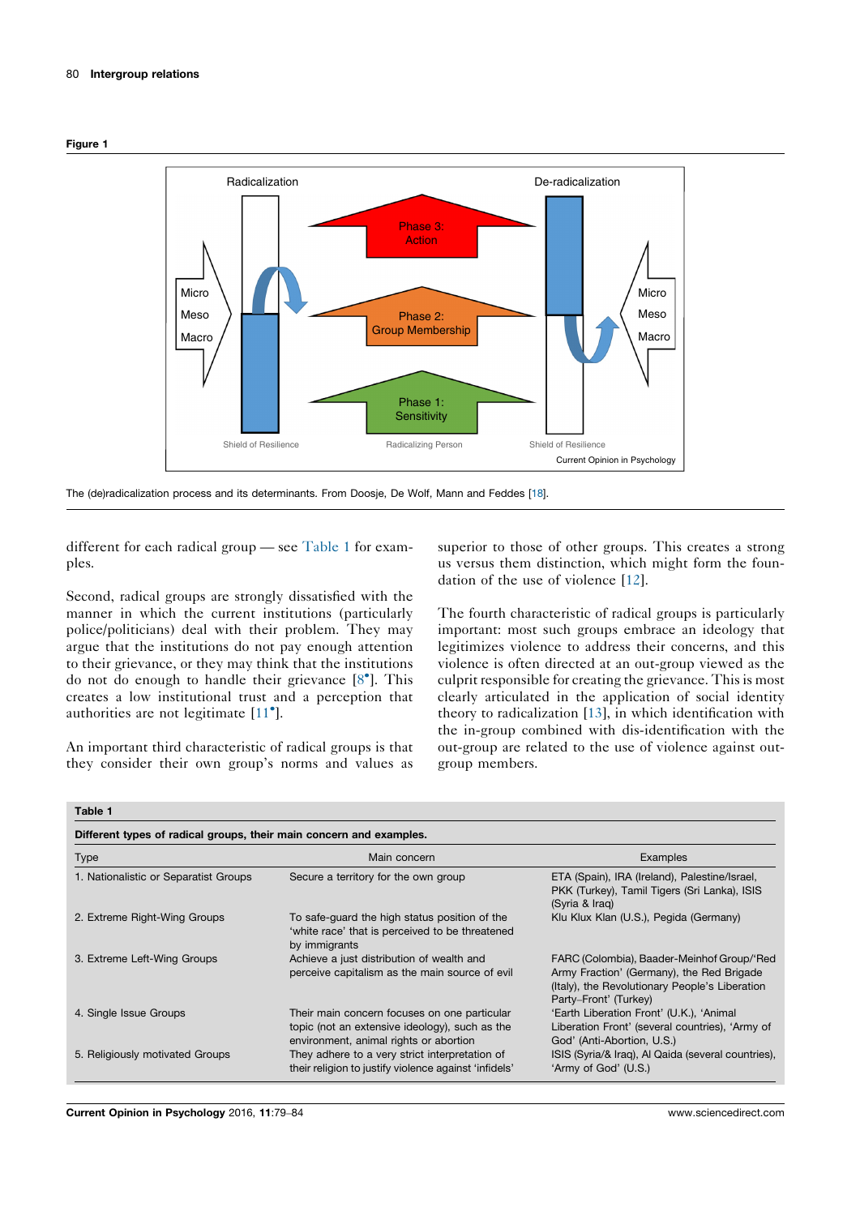**Figure 1**

Radicalization

De-radicalization

Phase 3: Action

Phase 2: Group Membership

Phase 1: Sensitivity

Micro
Meso
Macro

Micro
Meso
Macro

Shield of Resilience

Radicalizing Person

Shield of Resilience

The (de)radicalization process and its determinants. From Doosje, De Wolf, Mann and Feddes [18].

different for each radical group — see Table 1 for examples.

Second, radical groups are strongly dissatisfied with the manner in which the current institutions (particularly police/politicians) deal with their problem. They may argue that the institutions do not pay enough attention to their grievance, or they may think that the institutions do not do enough to handle their grievance [8•]. This creates a low institutional trust and a perception that authorities are not legitimate [11•].

An important third characteristic of radical groups is that they consider their own group's norms and values as superior to those of other groups. This creates a strong us versus them distinction, which might form the foundation of the use of violence [12].

The fourth characteristic of radical groups is particularly important: most such groups embrace an ideology that legitimizes violence to address their concerns, and this violence is often directed at an out-group viewed as the culprit responsible for creating the grievance. This is most clearly articulated in the application of social identity theory to radicalization [13], in which identification with the in-group combined with dis-identification with the out-group are related to the use of violence against out-group members.

**Table 1**

**Different types of radical groups, their main concern and examples.**

| Type | Main concern | Examples |
|---|---|---|
| 1. Nationalistic or Separatist Groups | Secure a territory for the own group | ETA (Spain), IRA (Ireland), Palestine/Israel, PKK (Turkey), Tamil Tigers (Sri Lanka), ISIS (Syria & Iraq) |
| 2. Extreme Right-Wing Groups | To safe-guard the high status position of the 'white race' that is perceived to be threatened by immigrants | Klu Klux Klan (U.S.), Pegida (Germany) |
| 3. Extreme Left-Wing Groups | Achieve a just distribution of wealth and perceive capitalism as the main source of evil | FARC (Colombia), Baader-Meinhof Group/'Red Army Fraction' (Germany), the Red Brigade (Italy), the Revolutionary People's Liberation Party–Front' (Turkey) |
| 4. Single Issue Groups | Their main concern focuses on one particular topic (not an extensive ideology), such as the environment, animal rights or abortion | 'Earth Liberation Front' (U.K.), 'Animal Liberation Front' (several countries), 'Army of God' (Anti-Abortion, U.S.) |
| 5. Religiously motivated Groups | They adhere to a very strict interpretation of their religion to justify violence against 'infidels' | ISIS (Syria/& Iraq), Al Qaida (several countries), 'Army of God' (U.S.) |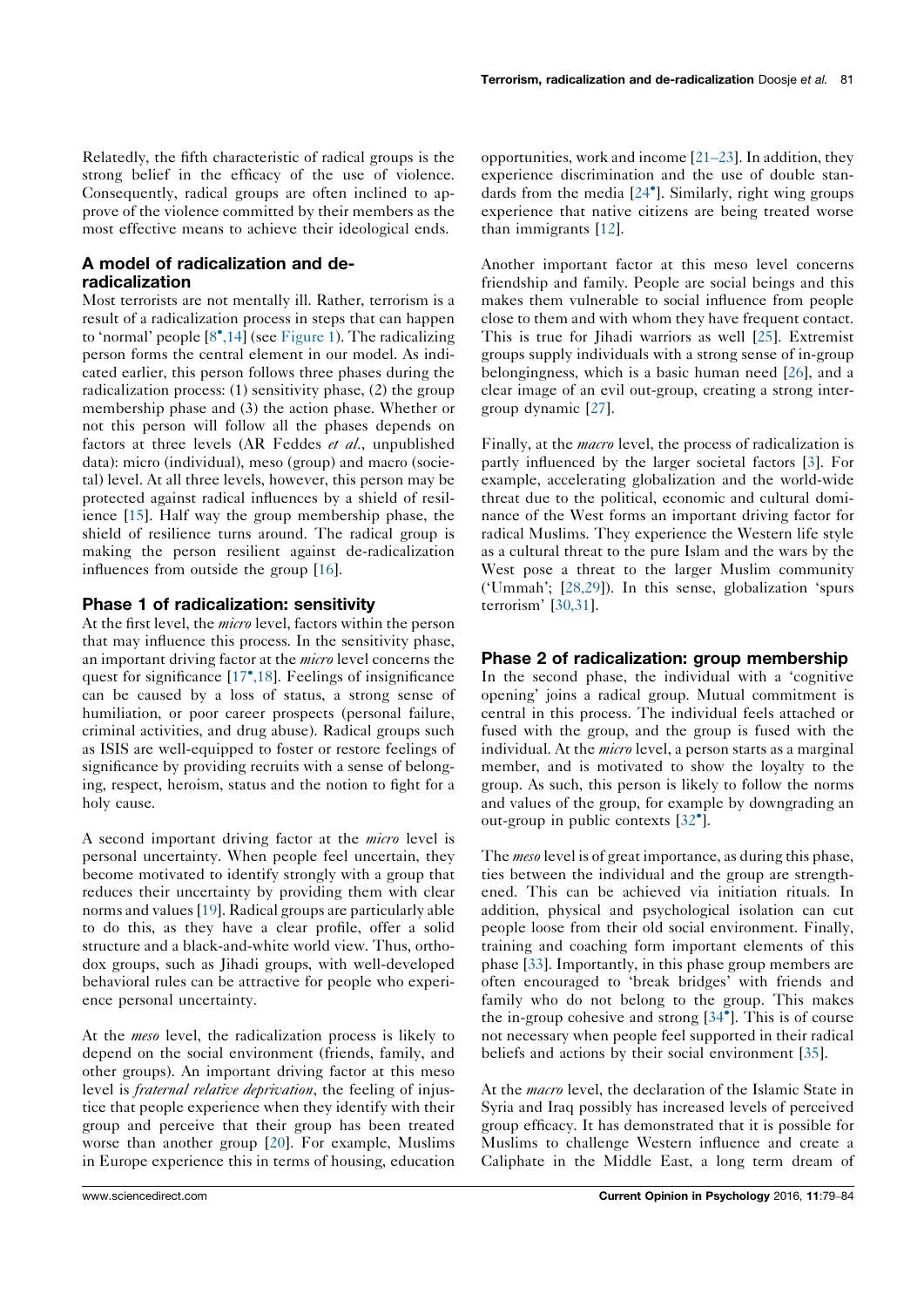Relatedly, the fifth characteristic of radical groups is the strong belief in the efficacy of the use of violence. Consequently, radical groups are often inclined to approve of the violence committed by their members as the most effective means to achieve their ideological ends.

## A model of radicalization and de-radicalization

Most terrorists are not mentally ill. Rather, terrorism is a result of a radicalization process in steps that can happen to 'normal' people [8•,14] (see Figure 1). The radicalizing person forms the central element in our model. As indicated earlier, this person follows three phases during the radicalization process: (1) sensitivity phase, (2) the group membership phase and (3) the action phase. Whether or not this person will follow all the phases depends on factors at three levels (AR Feddes *et al.*, unpublished data): micro (individual), meso (group) and macro (societal) level. At all three levels, however, this person may be protected against radical influences by a shield of resilience [15]. Half way the group membership phase, the shield of resilience turns around. The radical group is making the person resilient against de-radicalization influences from outside the group [16].

## Phase 1 of radicalization: sensitivity

At the first level, the *micro* level, factors within the person that may influence this process. In the sensitivity phase, an important driving factor at the *micro* level concerns the quest for significance [17•,18]. Feelings of insignificance can be caused by a loss of status, a strong sense of humiliation, or poor career prospects (personal failure, criminal activities, and drug abuse). Radical groups such as ISIS are well-equipped to foster or restore feelings of significance by providing recruits with a sense of belonging, respect, heroism, status and the notion to fight for a holy cause.

A second important driving factor at the *micro* level is personal uncertainty. When people feel uncertain, they become motivated to identify strongly with a group that reduces their uncertainty by providing them with clear norms and values [19]. Radical groups are particularly able to do this, as they have a clear profile, offer a solid structure and a black-and-white world view. Thus, orthodox groups, such as Jihadi groups, with well-developed behavioral rules can be attractive for people who experience personal uncertainty.

At the *meso* level, the radicalization process is likely to depend on the social environment (friends, family, and other groups). An important driving factor at this meso level is *fraternal relative deprivation*, the feeling of injustice that people experience when they identify with their group and perceive that their group has been treated worse than another group [20]. For example, Muslims in Europe experience this in terms of housing, education opportunities, work and income [21–23]. In addition, they experience discrimination and the use of double standards from the media [24•]. Similarly, right wing groups experience that native citizens are being treated worse than immigrants [12].

Another important factor at this meso level concerns friendship and family. People are social beings and this makes them vulnerable to social influence from people close to them and with whom they have frequent contact. This is true for Jihadi warriors as well [25]. Extremist groups supply individuals with a strong sense of in-group belongingness, which is a basic human need [26], and a clear image of an evil out-group, creating a strong intergroup dynamic [27].

Finally, at the *macro* level, the process of radicalization is partly influenced by the larger societal factors [3]. For example, accelerating globalization and the world-wide threat due to the political, economic and cultural dominance of the West forms an important driving factor for radical Muslims. They experience the Western life style as a cultural threat to the pure Islam and the wars by the West pose a threat to the larger Muslim community ('Ummah'; [28,29]). In this sense, globalization 'spurs terrorism' [30,31].

## Phase 2 of radicalization: group membership

In the second phase, the individual with a 'cognitive opening' joins a radical group. Mutual commitment is central in this process. The individual feels attached or fused with the group, and the group is fused with the individual. At the *micro* level, a person starts as a marginal member, and is motivated to show the loyalty to the group. As such, this person is likely to follow the norms and values of the group, for example by downgrading an out-group in public contexts [32•].

The *meso* level is of great importance, as during this phase, ties between the individual and the group are strengthened. This can be achieved via initiation rituals. In addition, physical and psychological isolation can cut people loose from their old social environment. Finally, training and coaching form important elements of this phase [33]. Importantly, in this phase group members are often encouraged to 'break bridges' with friends and family who do not belong to the group. This makes the in-group cohesive and strong [34•]. This is of course not necessary when people feel supported in their radical beliefs and actions by their social environment [35].

At the *macro* level, the declaration of the Islamic State in Syria and Iraq possibly has increased levels of perceived group efficacy. It has demonstrated that it is possible for Muslims to challenge Western influence and create a Caliphate in the Middle East, a long term dream of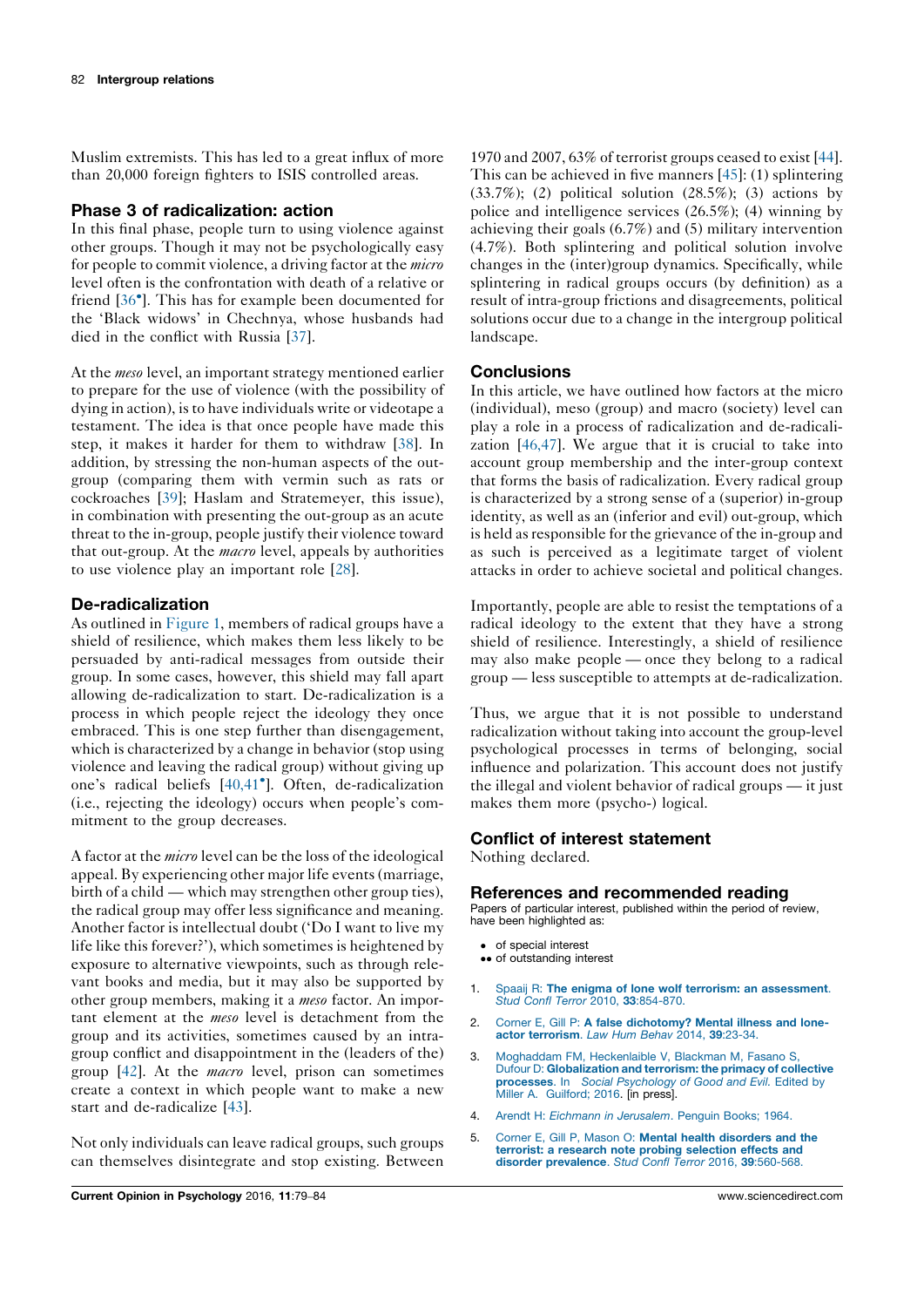Muslim extremists. This has led to a great influx of more than 20,000 foreign fighters to ISIS controlled areas.

## Phase 3 of radicalization: action

In this final phase, people turn to using violence against other groups. Though it may not be psychologically easy for people to commit violence, a driving factor at the *micro* level often is the confrontation with death of a relative or friend [36•]. This has for example been documented for the 'Black widows' in Chechnya, whose husbands had died in the conflict with Russia [37].

At the *meso* level, an important strategy mentioned earlier to prepare for the use of violence (with the possibility of dying in action), is to have individuals write or videotape a testament. The idea is that once people have made this step, it makes it harder for them to withdraw [38]. In addition, by stressing the non-human aspects of the out-group (comparing them with vermin such as rats or cockroaches [39]; Haslam and Stratemeyer, this issue), in combination with presenting the out-group as an acute threat to the in-group, people justify their violence toward that out-group. At the *macro* level, appeals by authorities to use violence play an important role [28].

## De-radicalization

As outlined in Figure 1, members of radical groups have a shield of resilience, which makes them less likely to be persuaded by anti-radical messages from outside their group. In some cases, however, this shield may fall apart allowing de-radicalization to start. De-radicalization is a process in which people reject the ideology they once embraced. This is one step further than disengagement, which is characterized by a change in behavior (stop using violence and leaving the radical group) without giving up one's radical beliefs [40,41•]. Often, de-radicalization (i.e., rejecting the ideology) occurs when people's commitment to the group decreases.

A factor at the *micro* level can be the loss of the ideological appeal. By experiencing other major life events (marriage, birth of a child — which may strengthen other group ties), the radical group may offer less significance and meaning. Another factor is intellectual doubt ('Do I want to live my life like this forever?'), which sometimes is heightened by exposure to alternative viewpoints, such as through relevant books and media, but it may also be supported by other group members, making it a *meso* factor. An important element at the *meso* level is detachment from the group and its activities, sometimes caused by an intragroup conflict and disappointment in the (leaders of the) group [42]. At the *macro* level, prison can sometimes create a context in which people want to make a new start and de-radicalize [43].

Not only individuals can leave radical groups, such groups can themselves disintegrate and stop existing. Between 1970 and 2007, 63% of terrorist groups ceased to exist [44]. This can be achieved in five manners [45]: (1) splintering (33.7%); (2) political solution (28.5%); (3) actions by police and intelligence services (26.5%); (4) winning by achieving their goals (6.7%) and (5) military intervention (4.7%). Both splintering and political solution involve changes in the (inter)group dynamics. Specifically, while splintering in radical groups occurs (by definition) as a result of intra-group frictions and disagreements, political solutions occur due to a change in the intergroup political landscape.

## Conclusions

In this article, we have outlined how factors at the micro (individual), meso (group) and macro (society) level can play a role in a process of radicalization and de-radicalization [46,47]. We argue that it is crucial to take into account group membership and the inter-group context that forms the basis of radicalization. Every radical group is characterized by a strong sense of a (superior) in-group identity, as well as an (inferior and evil) out-group, which is held as responsible for the grievance of the in-group and as such is perceived as a legitimate target of violent attacks in order to achieve societal and political changes.

Importantly, people are able to resist the temptations of a radical ideology to the extent that they have a strong shield of resilience. Interestingly, a shield of resilience may also make people — once they belong to a radical group — less susceptible to attempts at de-radicalization.

Thus, we argue that it is not possible to understand radicalization without taking into account the group-level psychological processes in terms of belonging, social influence and polarization. This account does not justify the illegal and violent behavior of radical groups — it just makes them more (psycho-) logical.

## Conflict of interest statement

Nothing declared.

## References and recommended reading

Papers of particular interest, published within the period of review, have been highlighted as:

- • of special interest
- •• of outstanding interest

1. Spaaij R: **The enigma of lone wolf terrorism: an assessment**. *Stud Confl Terror* 2010, **33**:854-870.
2. Corner E, Gill P: **A false dichotomy? Mental illness and lone-actor terrorism**. *Law Hum Behav* 2014, **39**:23-34.
3. Moghaddam FM, Heckenlaible V, Blackman M, Fasano S, Dufour D: **Globalization and terrorism: the primacy of collective processes**. In *Social Psychology of Good and Evil*. Edited by Miller A. Guilford; 2016. [in press].
4. Arendt H: *Eichmann in Jerusalem*. Penguin Books; 1964.
5. Corner E, Gill P, Mason O: **Mental health disorders and the terrorist: a research note probing selection effects and disorder prevalence**. *Stud Confl Terror* 2016, **39**:560-568.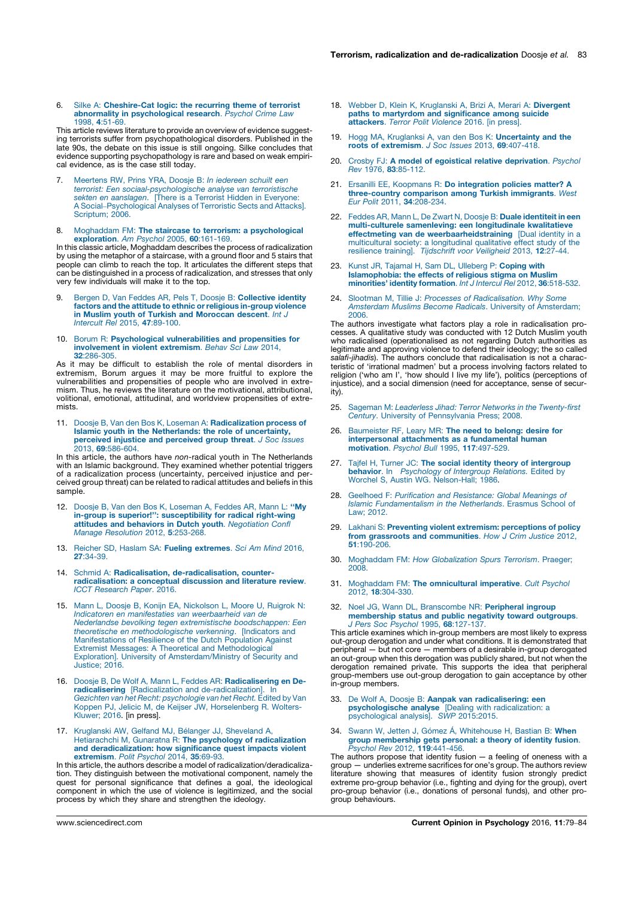6. Silke A: **Cheshire-Cat logic: the recurring theme of terrorist abnormality in psychological research**. *Psychol Crime Law* 1998, **4**:51-69.
This article reviews literature to provide an overview of evidence suggesting terrorists suffer from psychopathological disorders. Published in the late 90s, the debate on this issue is still ongoing. Silke concludes that evidence supporting psychopathology is rare and based on weak empirical evidence, as is the case still today.

7. Meertens RW, Prins YRA, Doosje B: *In iedereen schuilt een terrorist: Een sociaal-psychologische analyse van terroristische sekten en aanslagen*. [There is a Terrorist Hidden in Everyone: A Social–Psychological Analyses of Terroristic Sects and Attacks]. Scriptum; 2006.

8. Moghaddam FM: **The staircase to terrorism: a psychological exploration**. *Am Psychol* 2005, **60**:161-169.
In this classic article, Moghaddam describes the process of radicalization by using the metaphor of a staircase, with a ground floor and 5 stairs that people can climb to reach the top. It articulates the different steps that can be distinguished in a process of radicalization, and stresses that only very few individuals will make it to the top.

9. Bergen D, Van Feddes AR, Pels T, Doosje B: **Collective identity factors and the attitude to ethnic or religious in-group violence in Muslim youth of Turkish and Moroccan descent**. *Int J Intercult Rel* 2015, **47**:89-100.

10. Borum R: **Psychological vulnerabilities and propensities for involvement in violent extremism**. *Behav Sci Law* 2014, **32**:286-305.
As it may be difficult to establish the role of mental disorders in extremism, Borum argues it may be more fruitful to explore the vulnerabilities and propensities of people who are involved in extremism. Thus, he reviews the literature on the motivational, attributional, volitional, emotional, attitudinal, and worldview propensities of extremists.

11. Doosje B, Van den Bos K, Loseman A: **Radicalization process of Islamic youth in the Netherlands: the role of uncertainty, perceived injustice and perceived group threat**. *J Soc Issues* 2013, **69**:586-604.
In this article, the authors have *non*-radical youth in The Netherlands with an Islamic background. They examined whether potential triggers of a radicalization process (uncertainty, perceived injustice and perceived group threat) can be related to radical attitudes and beliefs in this sample.

12. Doosje B, Van den Bos K, Loseman A, Feddes AR, Mann L: **"My in-group is superior!": susceptibility for radical right-wing attitudes and behaviors in Dutch youth**. *Negotiation Confl Manage Resolution* 2012, **5**:253-268.

13. Reicher SD, Haslam SA: **Fueling extremes**. *Sci Am Mind* 2016, **27**:34-39.

14. Schmid A: **Radicalisation, de-radicalisation, counter-radicalisation: a conceptual discussion and literature review**. *ICCT Research Paper*. 2016.

15. Mann L, Doosje B, Konijn EA, Nickolson L, Moore U, Ruigrok N: *Indicatoren en manifestaties van weerbaarheid van de Nederlandse bevolking tegen extremistische boodschappen: Een theoretische en methodologische verkenning*. [Indicators and Manifestations of Resilience of the Dutch Population Against Extremist Messages: A Theoretical and Methodological Exploration]. University of Amsterdam/Ministry of Security and Justice; 2016.

16. Doosje B, De Wolf A, Mann L, Feddes AR: **Radicalisering en De-radicalisering** [Radicalization and de-radicalization]. In *Gezichten van het Recht: psychologie van het Recht*. Edited by Van Koppen PJ, Jelicic M, de Keijser JW, Horselenberg R. Wolters-Kluwer; 2016. [in press].

17. Kruglanski AW, Gelfand MJ, Bélanger JJ, Sheveland A, Hetiarachchi M, Gunaratna R: **The psychology of radicalization and deradicalization: how significance quest impacts violent extremism**. *Polit Psychol* 2014, **35**:69-93.
In this article, the authors describe a model of radicalization/deradicalization. They distinguish between the motivational component, namely the quest for personal significance that defines a goal, the ideological component in which the use of violence is legitimized, and the social process by which they share and strengthen the ideology.

18. Webber D, Klein K, Kruglanski A, Brizi A, Merari A: **Divergent paths to martyrdom and significance among suicide attackers**. *Terror Polit Violence* 2016. [in press].

19. Hogg MA, Kruglanksi A, van den Bos K: **Uncertainty and the roots of extremism**. *J Soc Issues* 2013, **69**:407-418.

20. Crosby FJ: **A model of egoistical relative deprivation**. *Psychol Rev* 1976, **83**:85-112.

21. Ersanilli EE, Koopmans R: **Do integration policies matter? A three-country comparison among Turkish immigrants**. *West Eur Polit* 2011, **34**:208-234.

22. Feddes AR, Mann L, De Zwart N, Doosje B: **Duale identiteit in een multi-culturele samenleving: een longitudinale kwalitatieve effectmeting van de weerbaarheidstraining** [Dual identity in a multicultural society: a longitudinal qualitative effect study of the resilience training]. *Tijdschrift voor Veiligheid* 2013, **12**:27-44.

23. Kunst JR, Tajamal H, Sam DL, Ulleberg P: **Coping with Islamophobia: the effects of religious stigma on Muslim minorities' identity formation**. *Int J Intercul Rel* 2012, **36**:518-532.

24. Slootman M, Tillie J: *Processes of Radicalisation. Why Some Amsterdam Muslims Become Radicals*. University of Amsterdam; 2006.
The authors investigate what factors play a role in radicalisation processes. A qualitative study was conducted with 12 Dutch Muslim youth who radicalised (operationalised as not regarding Dutch authorities as legitimate and approving violence to defend their ideology; the so called *salafi-jihadis*). The authors conclude that radicalisation is not a characteristic of 'irrational madmen' but a process involving factors related to religion ('who am I', 'how should I live my life'), politics (perceptions of injustice), and a social dimension (need for acceptance, sense of security).

25. Sageman M: *Leaderless Jihad: Terror Networks in the Twenty-first Century*. University of Pennsylvania Press; 2008.

26. Baumeister RF, Leary MR: **The need to belong: desire for interpersonal attachments as a fundamental human motivation**. *Psychol Bull* 1995, **117**:497-529.

27. Tajfel H, Turner JC: **The social identity theory of intergroup behavior**. In *Psychology of Intergroup Relations*. Edited by Worchel S, Austin WG. Nelson-Hall; 1986.

28. Geelhoed F: *Purification and Resistance: Global Meanings of Islamic Fundamentalism in the Netherlands*. Erasmus School of Law; 2012.

29. Lakhani S: **Preventing violent extremism: perceptions of policy from grassroots and communities**. *How J Crim Justice* 2012, **51**:190-206.

30. Moghaddam FM: *How Globalization Spurs Terrorism*. Praeger; 2008.

31. Moghaddam FM: **The omnicultural imperative**. *Cult Psychol* 2012, **18**:304-330.

32. Noel JG, Wann DL, Branscombe NR: **Peripheral ingroup membership status and public negativity toward outgroups**. *J Pers Soc Psychol* 1995, **68**:127-137.
This article examines which in-group members are most likely to express out-group derogation and under what conditions. It is demonstrated that peripheral — but not core — members of a desirable in-group derogated an out-group when this derogation was publicly shared, but not when the derogation remained private. This supports the idea that peripheral group-members use out-group derogation to gain acceptance by other in-group members.

33. De Wolf A, Doosje B: **Aanpak van radicalisering: een psychologische analyse** [Dealing with radicalization: a psychological analysis]. *SWP* 2015:2015.

34. Swann W, Jetten J, Gómez Á, Whitehouse H, Bastian B: **When group membership gets personal: a theory of identity fusion**. *Psychol Rev* 2012, **119**:441-456.
The authors propose that identity fusion — a feeling of oneness with a group — underlies extreme sacrifices for one's group. The authors review literature showing that measures of identity fusion strongly predict extreme pro-group behavior (i.e., fighting and dying for the group), overt pro-group behavior (i.e., donations of personal funds), and other pro-group behaviours.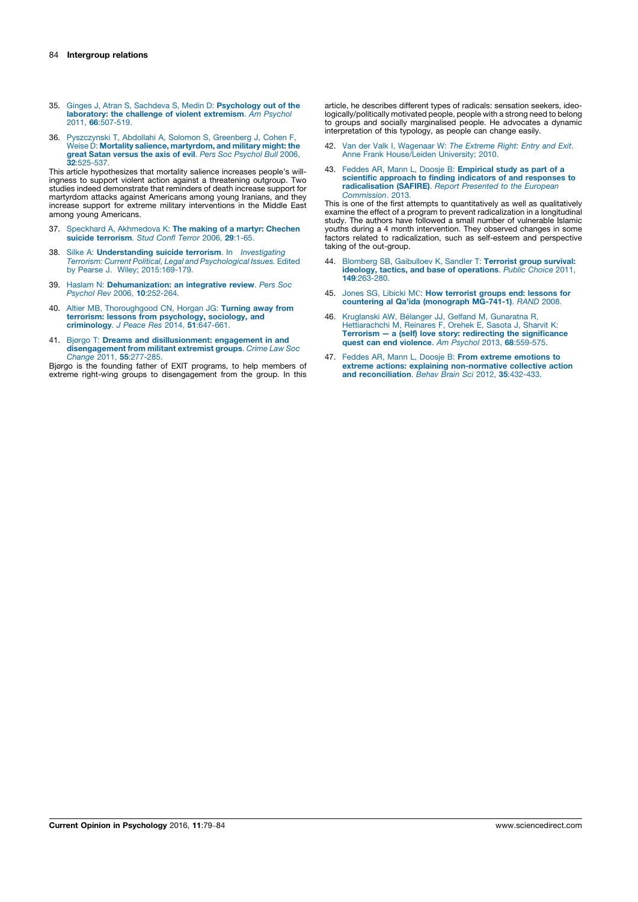35. Ginges J, Atran S, Sachdeva S, Medin D: **Psychology out of the laboratory: the challenge of violent extremism**. *Am Psychol* 2011, **66**:507-519.

36. Pyszczynski T, Abdollahi A, Solomon S, Greenberg J, Cohen F, Weise D: **Mortality salience, martyrdom, and military might: the great Satan versus the axis of evil**. *Pers Soc Psychol Bull* 2006, **32**:525-537.

This article hypothesizes that mortality salience increases people's willingness to support violent action against a threatening outgroup. Two studies indeed demonstrate that reminders of death increase support for martyrdom attacks against Americans among young Iranians, and they increase support for extreme military interventions in the Middle East among young Americans.

37. Speckhard A, Akhmedova K: **The making of a martyr: Chechen suicide terrorism**. *Stud Confl Terror* 2006, **29**:1-65.

38. Silke A: **Understanding suicide terrorism**. In *Investigating Terrorism: Current Political, Legal and Psychological Issues.* Edited by Pearse J. Wiley; 2015:169-179.

39. Haslam N: **Dehumanization: an integrative review**. *Pers Soc Psychol Rev* 2006, **10**:252-264.

40. Altier MB, Thoroughgood CN, Horgan JG: **Turning away from terrorism: lessons from psychology, sociology, and criminology**. *J Peace Res* 2014, **51**:647-661.

41. Bjørgo T: **Dreams and disillusionment: engagement in and disengagement from militant extremist groups**. *Crime Law Soc Change* 2011, **55**:277-285.

Bjørgo is the founding father of EXIT programs, to help members of extreme right-wing groups to disengagement from the group. In this article, he describes different types of radicals: sensation seekers, ideologically/politically motivated people, people with a strong need to belong to groups and socially marginalised people. He advocates a dynamic interpretation of this typology, as people can change easily.

42. Van der Valk I, Wagenaar W: *The Extreme Right: Entry and Exit*. Anne Frank House/Leiden University; 2010.

43. Feddes AR, Mann L, Doosje B: **Empirical study as part of a scientific approach to finding indicators of and responses to radicalisation (SAFIRE)**. *Report Presented to the European Commission*. 2013.

This is one of the first attempts to quantitatively as well as qualitatively examine the effect of a program to prevent radicalization in a longitudinal study. The authors have followed a small number of vulnerable Islamic youths during a 4 month intervention. They observed changes in some factors related to radicalization, such as self-esteem and perspective taking of the out-group.

44. Blomberg SB, Gaibulloev K, Sandler T: **Terrorist group survival: ideology, tactics, and base of operations**. *Public Choice* 2011, **149**:263-280.

45. Jones SG, Libicki MC: **How terrorist groups end: lessons for countering al Qa'ida (monograph MG-741-1)**. *RAND* 2008.

46. Kruglanski AW, Bélanger JJ, Gelfand M, Gunaratna R, Hettiarachchi M, Reinares F, Orehek E, Sasota J, Sharvit K: **Terrorism — a (self) love story: redirecting the significance quest can end violence**. *Am Psychol* 2013, **68**:559-575.

47. Feddes AR, Mann L, Doosje B: **From extreme emotions to extreme actions: explaining non-normative collective action and reconciliation**. *Behav Brain Sci* 2012, **35**:432-433.